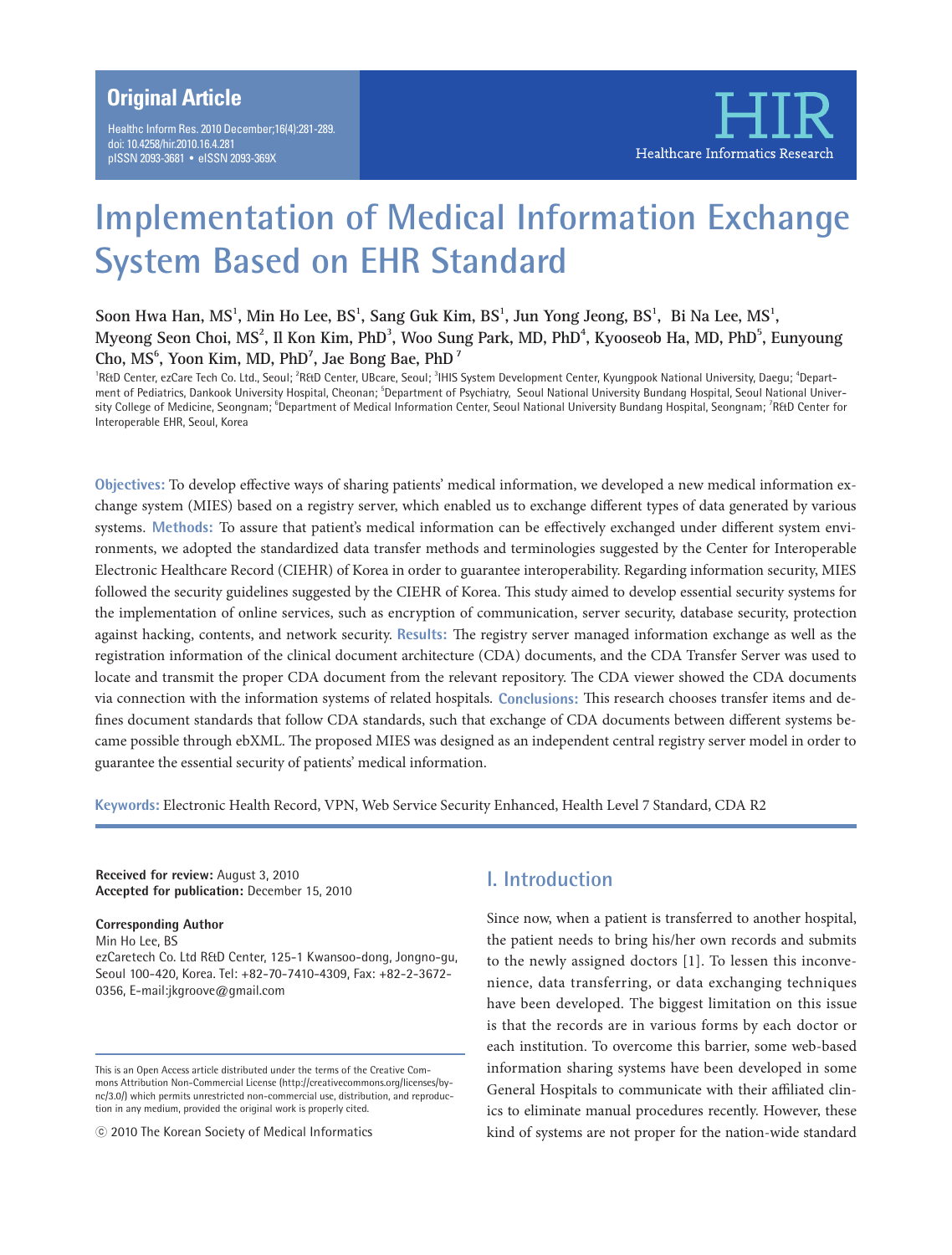Original Article

# Implementation of Medical Information Exchange System Based on EHR Standard

Soon Hwa Han, MS[1], Min Ho Lee, BS[1], Sang Guk Kim, BS[1], Jun Yong Jeong, BS[1], Bi Na Lee, MS[1], Myeong Seon Choi, MS[2], Il Kon Kim, PhD[3], Woo Sung Park, MD, PhD[4], Kyooseob Ha, MD, PhD[5], Eunyoung Cho, MS[6], Yoon Kim, MD, PhD[7], Jae Bong Bae, PhD[7]

[1]R&D Center, ezCare Tech Co. Ltd., Seoul; [2]R&D Center, UBcare, Seoul; [3]IHIS System Development Center, Kyungpook National University, Daegu; [4]Department of Pediatrics, Dankook University Hospital, Cheonan; [5]Department of Psychiatry, Seoul National University Bundang Hospital, Seoul National University College of Medicine, Seongnam; [6]Department of Medical Information Center, Seoul National University Bundang Hospital, Seongnam; [7]R&D Center for Interoperable EHR, Seoul, Korea

**Objectives:** To develop effective ways of sharing patients' medical information, we developed a new medical information exchange system (MIES) based on a registry server, which enabled us to exchange different types of data generated by various systems. **Methods:** To assure that patient's medical information can be effectively exchanged under different system environments, we adopted the standardized data transfer methods and terminologies suggested by the Center for Interoperable Electronic Healthcare Record (CIEHR) of Korea in order to guarantee interoperability. Regarding information security, MIES followed the security guidelines suggested by the CIEHR of Korea. This study aimed to develop essential security systems for the implementation of online services, such as encryption of communication, server security, database security, protection against hacking, contents, and network security. **Results:** The registry server managed information exchange as well as the registration information of the clinical document architecture (CDA) documents, and the CDA Transfer Server was used to locate and transmit the proper CDA document from the relevant repository. The CDA viewer showed the CDA documents via connection with the information systems of related hospitals. **Conclusions:** This research chooses transfer items and defines document standards that follow CDA standards, such that exchange of CDA documents between different systems became possible through ebXML. The proposed MIES was designed as an independent central registry server model in order to guarantee the essential security of patients' medical information.

**Keywords:** Electronic Health Record, VPN, Web Service Security Enhanced, Health Level 7 Standard, CDA R2

**Received for review:** August 3, 2010
**Accepted for publication:** December 15, 2010

**Corresponding Author**
Min Ho Lee, BS
ezCaretech Co. Ltd R&D Center, 125-1 Kwansoo-dong, Jongno-gu, Seoul 100-420, Korea. Tel: +82-70-7410-4309, Fax: +82-2-3672-0356, E-mail:jkgroove@gmail.com

This is an Open Access article distributed under the terms of the Creative Commons Attribution Non-Commercial License (http://creativecommons.org/licenses/by-nc/3.0/) which permits unrestricted non-commercial use, distribution, and reproduction in any medium, provided the original work is properly cited.

ⓒ 2010 The Korean Society of Medical Informatics

## I. Introduction

Since now, when a patient is transferred to another hospital, the patient needs to bring his/her own records and submits to the newly assigned doctors [1]. To lessen this inconvenience, data transferring, or data exchanging techniques have been developed. The biggest limitation on this issue is that the records are in various forms by each doctor or each institution. To overcome this barrier, some web-based information sharing systems have been developed in some General Hospitals to communicate with their affiliated clinics to eliminate manual procedures recently. However, these kind of systems are not proper for the nation-wide standard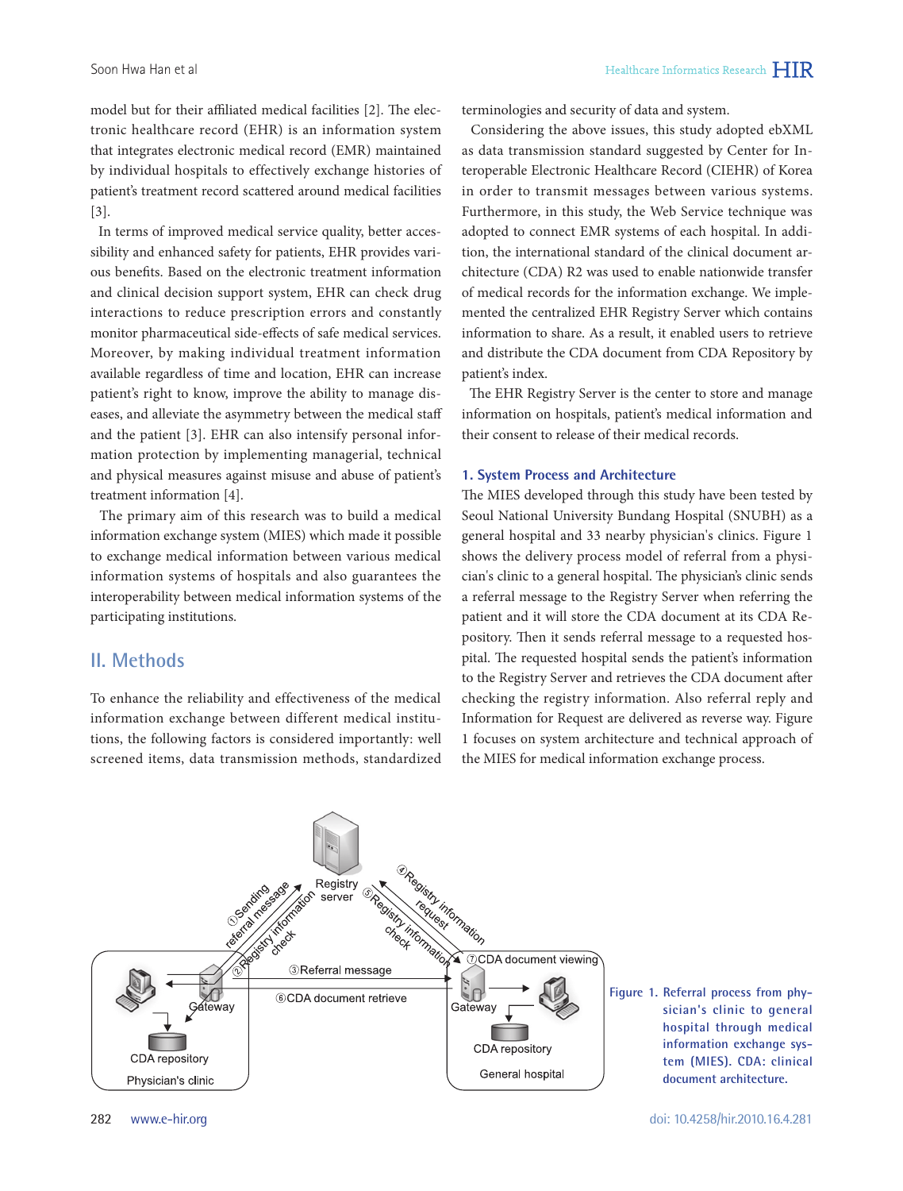model but for their affiliated medical facilities [2]. The electronic healthcare record (EHR) is an information system that integrates electronic medical record (EMR) maintained by individual hospitals to effectively exchange histories of patient's treatment record scattered around medical facilities [3].

In terms of improved medical service quality, better accessibility and enhanced safety for patients, EHR provides various benefits. Based on the electronic treatment information and clinical decision support system, EHR can check drug interactions to reduce prescription errors and constantly monitor pharmaceutical side-effects of safe medical services. Moreover, by making individual treatment information available regardless of time and location, EHR can increase patient's right to know, improve the ability to manage diseases, and alleviate the asymmetry between the medical staff and the patient [3]. EHR can also intensify personal information protection by implementing managerial, technical and physical measures against misuse and abuse of patient's treatment information [4].

The primary aim of this research was to build a medical information exchange system (MIES) which made it possible to exchange medical information between various medical information systems of hospitals and also guarantees the interoperability between medical information systems of the participating institutions.

## II. Methods

To enhance the reliability and effectiveness of the medical information exchange between different medical institutions, the following factors is considered importantly: well screened items, data transmission methods, standardized terminologies and security of data and system.

Considering the above issues, this study adopted ebXML as data transmission standard suggested by Center for Interoperable Electronic Healthcare Record (CIEHR) of Korea in order to transmit messages between various systems. Furthermore, in this study, the Web Service technique was adopted to connect EMR systems of each hospital. In addition, the international standard of the clinical document architecture (CDA) R2 was used to enable nationwide transfer of medical records for the information exchange. We implemented the centralized EHR Registry Server which contains information to share. As a result, it enabled users to retrieve and distribute the CDA document from CDA Repository by patient's index.

The EHR Registry Server is the center to store and manage information on hospitals, patient's medical information and their consent to release of their medical records.

### 1. System Process and Architecture

The MIES developed through this study have been tested by Seoul National University Bundang Hospital (SNUBH) as a general hospital and 33 nearby physician's clinics. Figure 1 shows the delivery process model of referral from a physician's clinic to a general hospital. The physician's clinic sends a referral message to the Registry Server when referring the patient and it will store the CDA document at its CDA Repository. Then it sends referral message to a requested hospital. The requested hospital sends the patient's information to the Registry Server and retrieves the CDA document after checking the registry information. Also referral reply and Information for Request are delivered as reverse way. Figure 1 focuses on system architecture and technical approach of the MIES for medical information exchange process.

Registry server
①Sending referral message
②Registry information check
③Referral message
④Registry information request
⑤Registry information check
⑥CDA document retrieve
⑦CDA document viewing
Gateway
CDA repository
Physician's clinic
Gateway
CDA repository
General hospital

Figure 1. Referral process from physician's clinic to general hospital through medical information exchange system (MIES). CDA: clinical document architecture.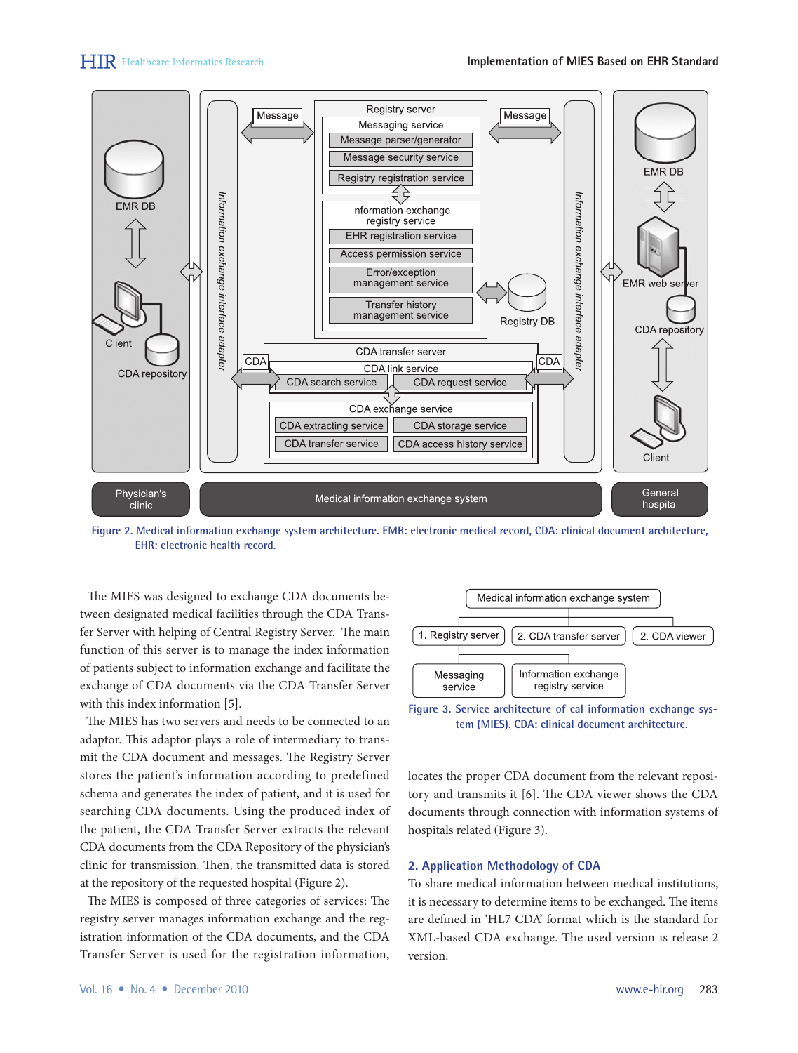Figure 2. Medical information exchange system architecture. EMR: electronic medical record, CDA: clinical document architecture, EHR: electronic health record.

The MIES was designed to exchange CDA documents between designated medical facilities through the CDA Transfer Server with helping of Central Registry Server. The main function of this server is to manage the index information of patients subject to information exchange and facilitate the exchange of CDA documents via the CDA Transfer Server with this index information [5].

The MIES has two servers and needs to be connected to an adaptor. This adaptor plays a role of intermediary to transmit the CDA document and messages. The Registry Server stores the patient's information according to predefined schema and generates the index of patient, and it is used for searching CDA documents. Using the produced index of the patient, the CDA Transfer Server extracts the relevant CDA documents from the CDA Repository of the physician's clinic for transmission. Then, the transmitted data is stored at the repository of the requested hospital (Figure 2).

The MIES is composed of three categories of services: The registry server manages information exchange and the registration information of the CDA documents, and the CDA Transfer Server is used for the registration information, locates the proper CDA document from the relevant repository and transmits it [6]. The CDA viewer shows the CDA documents through connection with information systems of hospitals related (Figure 3).

Figure 3. Service architecture of cal information exchange system (MIES). CDA: clinical document architecture.

## 2. Application Methodology of CDA

To share medical information between medical institutions, it is necessary to determine items to be exchanged. The items are defined in 'HL7 CDA' format which is the standard for XML-based CDA exchange. The used version is release 2 version.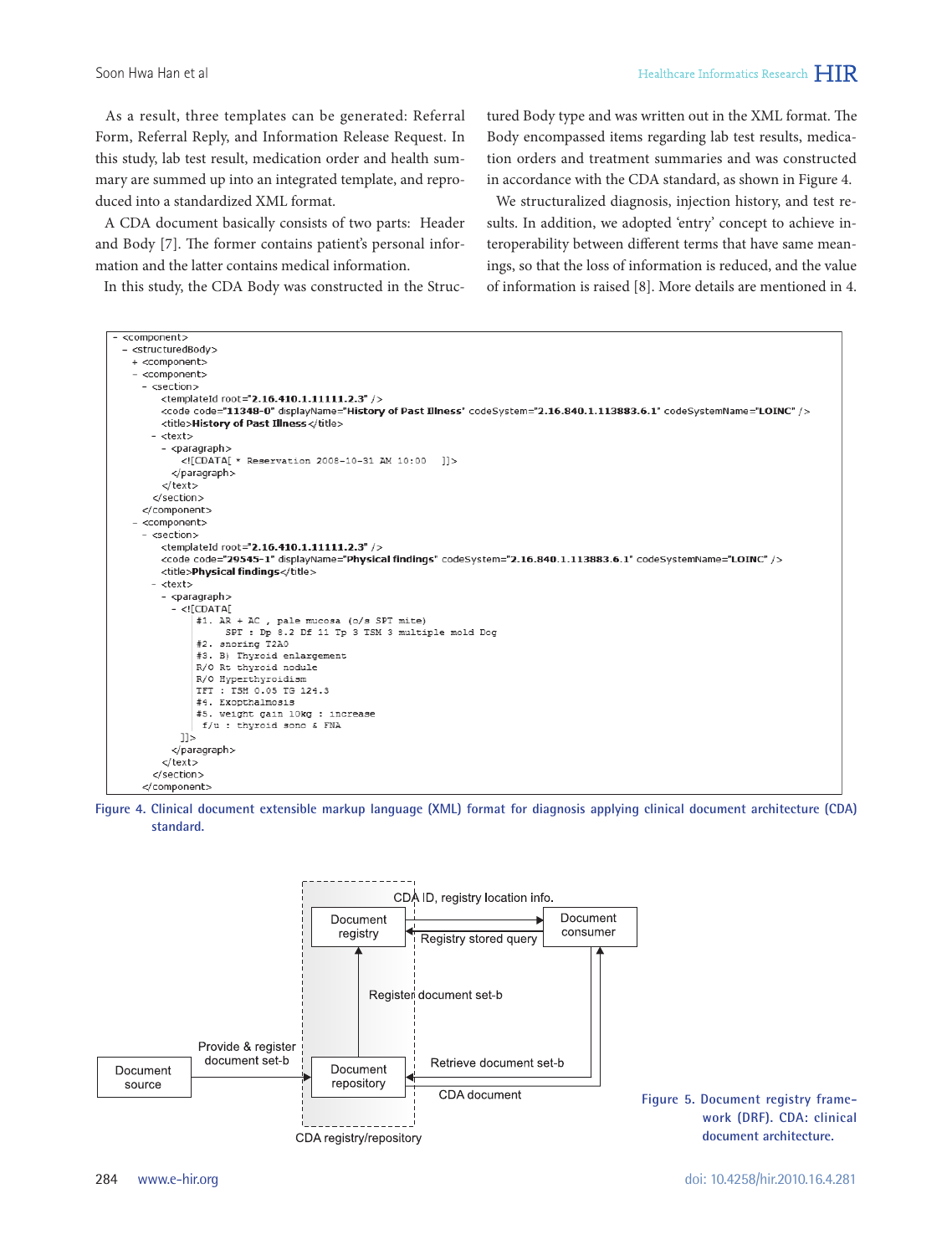As a result, three templates can be generated: Referral Form, Referral Reply, and Information Release Request. In this study, lab test result, medication order and health summary are summed up into an integrated template, and reproduced into a standardized XML format.

A CDA document basically consists of two parts: Header and Body [7]. The former contains patient's personal information and the latter contains medical information.

In this study, the CDA Body was constructed in the Structured Body type and was written out in the XML format. The Body encompassed items regarding lab test results, medication orders and treatment summaries and was constructed in accordance with the CDA standard, as shown in Figure 4.

We structuralized diagnosis, injection history, and test results. In addition, we adopted 'entry' concept to achieve interoperability between different terms that have same meanings, so that the loss of information is reduced, and the value of information is raised [8]. More details are mentioned in 4.

```
- <component>
 - <structuredBody>
   + <component>
   - <component>
     - <section>
         <templateId root="2.16.410.1.11111.2.3" />
         <code code="11348-0" displayName="History of Past Illness" codeSystem="2.16.840.1.113883.6.1" codeSystemName="LOINC" />
         <title>History of Past Illness</title>
       - <text>
         - <paragraph>
             <![CDATA[ * Reservation 2008-10-31 AM 10:00   ]]>
           </paragraph>
         </text>
       </section>
     </component>
   - <component>
     - <section>
         <templateId root="2.16.410.1.11111.2.3" />
         <code code="29545-1" displayName="Physical findings" codeSystem="2.16.840.1.113883.6.1" codeSystemName="LOINC" />
         <title>Physical findings</title>
       - <text>
         - <paragraph>
           - <![CDATA[
               #1. AR + AC , pale mucosa (o/s SPT mite)
                    SPT : Dp 8.2 Df 11 Tp 3 TSM 3 multiple mold Dog
               #2. snoring T2A0
               #3. B) Thyroid enlargement
               R/O Rt thyroid nodule
               R/O Hyperthyroidism
               TFT : TSH 0.05 TG 124.3
               #4. Exopthalmosis
               #5. weight gain 10kg : increase
                f/u : thyroid sono & FNA
             ]]>
           </paragraph>
         </text>
       </section>
     </component>
```

Figure 4. Clinical document extensible markup language (XML) format for diagnosis applying clinical document architecture (CDA) standard.

Figure 5. Document registry framework (DRF). CDA: clinical document architecture.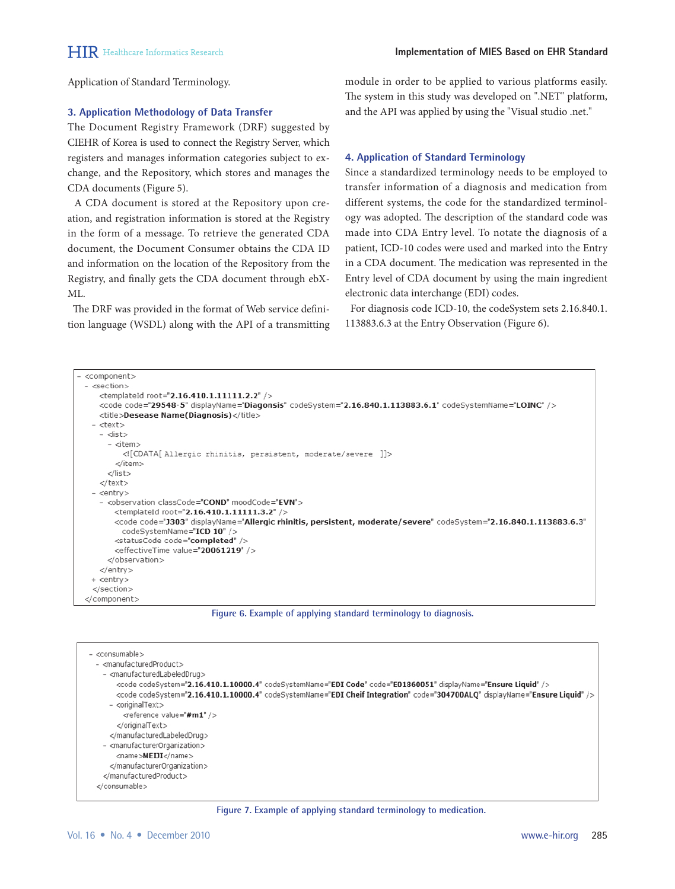Application of Standard Terminology.

### 3. Application Methodology of Data Transfer

The Document Registry Framework (DRF) suggested by CIEHR of Korea is used to connect the Registry Server, which registers and manages information categories subject to exchange, and the Repository, which stores and manages the CDA documents (Figure 5).

A CDA document is stored at the Repository upon creation, and registration information is stored at the Registry in the form of a message. To retrieve the generated CDA document, the Document Consumer obtains the CDA ID and information on the location of the Repository from the Registry, and finally gets the CDA document through ebXML.

The DRF was provided in the format of Web service definition language (WSDL) along with the API of a transmitting module in order to be applied to various platforms easily. The system in this study was developed on ".NET" platform, and the API was applied by using the "Visual studio .net."

### 4. Application of Standard Terminology

Since a standardized terminology needs to be employed to transfer information of a diagnosis and medication from different systems, the code for the standardized terminology was adopted. The description of the standard code was made into CDA Entry level. To notate the diagnosis of a patient, ICD-10 codes were used and marked into the Entry in a CDA document. The medication was represented in the Entry level of CDA document by using the main ingredient electronic data interchange (EDI) codes.

For diagnosis code ICD-10, the codeSystem sets 2.16.840.1.113883.6.3 at the Entry Observation (Figure 6).

```
- <component>
  - <section>
      <templateId root="2.16.410.1.11111.2.2" />
      <code code="29548-5" displayName="Diagonsis" codeSystem="2.16.840.1.113883.6.1" codeSystemName="LOINC" />
      <title>Desease Name(Diagnosis)</title>
    - <text>
      - <list>
        - <item>
            <![CDATA[ Allergic rhinitis, persistent, moderate/severe  ]]>
          </item>
        </list>
      </text>
    - <entry>
      - <observation classCode="COND" moodCode="EVN">
          <templateId root="2.16.410.1.11111.3.2" />
          <code code="J303" displayName="Allergic rhinitis, persistent, moderate/severe" codeSystem="2.16.840.1.113883.6.3"
            codeSystemName="ICD 10" />
          <statusCode code="completed" />
          <effectiveTime value="20061219" />
        </observation>
      </entry>
    + <entry>
    </section>
  </component>
```

Figure 6. Example of applying standard terminology to diagnosis.

```
- <consumable>
  - <manufacturedProduct>
    - <manufacturedLabeledDrug>
        <code codeSystem="2.16.410.1.10000.4" codeSystemName="EDI Code" code="E01860051" displayName="Ensure Liquid" />
        <code codeSystem="2.16.410.1.10000.4" codeSystemName="EDI Cheif Integration" code="304700ALQ" displayName="Ensure Liquid" />
      - <originalText>
          <reference value="#m1" />
        </originalText>
      </manufacturedLabeledDrug>
    - <manufacturerOrganization>
        <name>MEIJI</name>
      </manufacturerOrganization>
    </manufacturedProduct>
  </consumable>
```

Figure 7. Example of applying standard terminology to medication.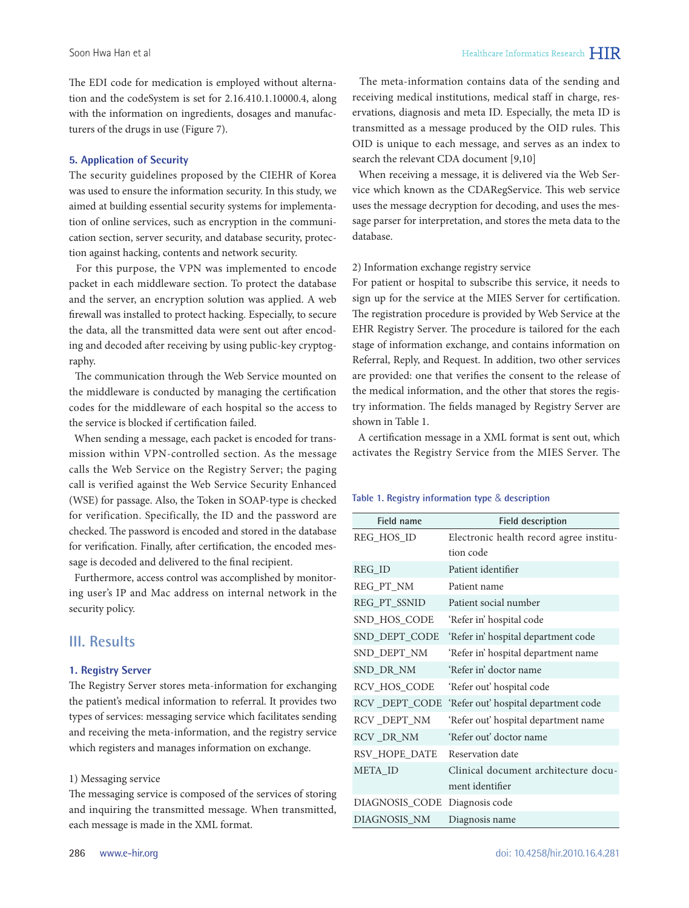The EDI code for medication is employed without alternation and the codeSystem is set for 2.16.410.1.10000.4, along with the information on ingredients, dosages and manufacturers of the drugs in use (Figure 7).

### 5. Application of Security

The security guidelines proposed by the CIEHR of Korea was used to ensure the information security. In this study, we aimed at building essential security systems for implementation of online services, such as encryption in the communication section, server security, and database security, protection against hacking, contents and network security.

For this purpose, the VPN was implemented to encode packet in each middleware section. To protect the database and the server, an encryption solution was applied. A web firewall was installed to protect hacking. Especially, to secure the data, all the transmitted data were sent out after encoding and decoded after receiving by using public-key cryptography.

The communication through the Web Service mounted on the middleware is conducted by managing the certification codes for the middleware of each hospital so the access to the service is blocked if certification failed.

When sending a message, each packet is encoded for transmission within VPN-controlled section. As the message calls the Web Service on the Registry Server; the paging call is verified against the Web Service Security Enhanced (WSE) for passage. Also, the Token in SOAP-type is checked for verification. Specifically, the ID and the password are checked. The password is encoded and stored in the database for verification. Finally, after certification, the encoded message is decoded and delivered to the final recipient.

Furthermore, access control was accomplished by monitoring user's IP and Mac address on internal network in the security policy.

## III. Results

### 1. Registry Server

The Registry Server stores meta-information for exchanging the patient's medical information to referral. It provides two types of services: messaging service which facilitates sending and receiving the meta-information, and the registry service which registers and manages information on exchange.

1) Messaging service

The messaging service is composed of the services of storing and inquiring the transmitted message. When transmitted, each message is made in the XML format.

The meta-information contains data of the sending and receiving medical institutions, medical staff in charge, reservations, diagnosis and meta ID. Especially, the meta ID is transmitted as a message produced by the OID rules. This OID is unique to each message, and serves as an index to search the relevant CDA document [9,10]

When receiving a message, it is delivered via the Web Service which known as the CDARegService. This web service uses the message decryption for decoding, and uses the message parser for interpretation, and stores the meta data to the database.

2) Information exchange registry service

For patient or hospital to subscribe this service, it needs to sign up for the service at the MIES Server for certification. The registration procedure is provided by Web Service at the EHR Registry Server. The procedure is tailored for the each stage of information exchange, and contains information on Referral, Reply, and Request. In addition, two other services are provided: one that verifies the consent to the release of the medical information, and the other that stores the registry information. The fields managed by Registry Server are shown in Table 1.

A certification message in a XML format is sent out, which activates the Registry Service from the MIES Server. The

**Table 1. Registry information type & description**

| Field name | Field description |
|---|---|
| REG_HOS_ID | Electronic health record agree institution code |
| REG_ID | Patient identifier |
| REG_PT_NM | Patient name |
| REG_PT_SSNID | Patient social number |
| SND_HOS_CODE | 'Refer in' hospital code |
| SND_DEPT_CODE | 'Refer in' hospital department code |
| SND_DEPT_NM | 'Refer in' hospital department name |
| SND_DR_NM | 'Refer in' doctor name |
| RCV_HOS_CODE | 'Refer out' hospital code |
| RCV _DEPT_CODE | 'Refer out' hospital department code |
| RCV _DEPT_NM | 'Refer out' hospital department name |
| RCV _DR_NM | 'Refer out' doctor name |
| RSV_HOPE_DATE | Reservation date |
| META_ID | Clinical document architecture document identifier |
| DIAGNOSIS_CODE | Diagnosis code |
| DIAGNOSIS_NM | Diagnosis name |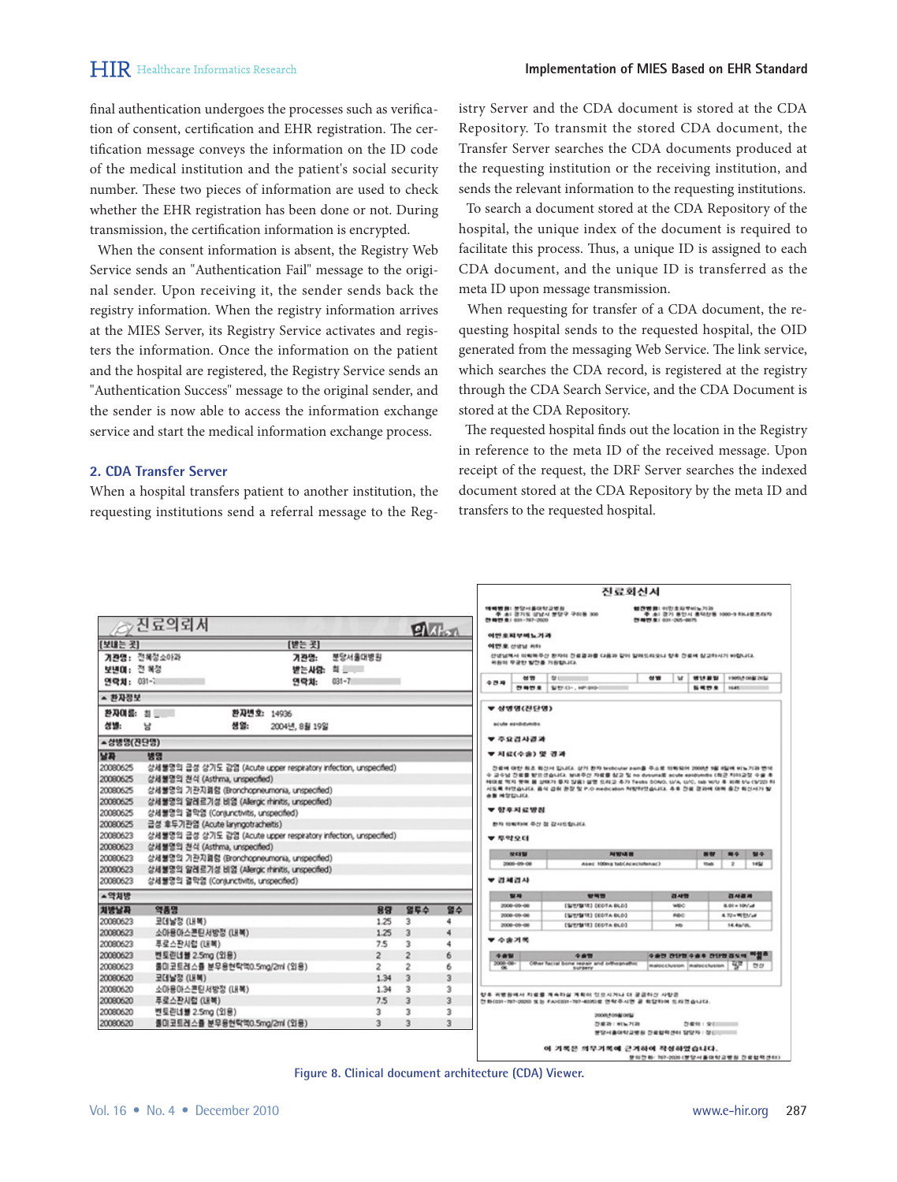final authentication undergoes the processes such as verification of consent, certification and EHR registration. The certification message conveys the information on the ID code of the medical institution and the patient's social security number. These two pieces of information are used to check whether the EHR registration has been done or not. During transmission, the certification information is encrypted.

When the consent information is absent, the Registry Web Service sends an "Authentication Fail" message to the original sender. Upon receiving it, the sender sends back the registry information. When the registry information arrives at the MIES Server, its Registry Service activates and registers the information. Once the information on the patient and the hospital are registered, the Registry Service sends an "Authentication Success" message to the original sender, and the sender is now able to access the information exchange service and start the medical information exchange process.

## 2. CDA Transfer Server

When a hospital transfers patient to another institution, the requesting institutions send a referral message to the Registry Server and the CDA document is stored at the CDA Repository. To transmit the stored CDA document, the Transfer Server searches the CDA documents produced at the requesting institution or the receiving institution, and sends the relevant information to the requesting institutions.

To search a document stored at the CDA Repository of the hospital, the unique index of the document is required to facilitate this process. Thus, a unique ID is assigned to each CDA document, and the unique ID is transferred as the meta ID upon message transmission.

When requesting for transfer of a CDA document, the requesting hospital sends to the requested hospital, the OID generated from the messaging Web Service. The link service, which searches the CDA record, is registered at the registry through the CDA Search Service, and the CDA Document is stored at the CDA Repository.

The requested hospital finds out the location in the Registry in reference to the meta ID of the received message. Upon receipt of the request, the DRF Server searches the indexed document stored at the CDA Repository by the meta ID and transfers to the requested hospital.

Figure 8. Clinical document architecture (CDA) Viewer.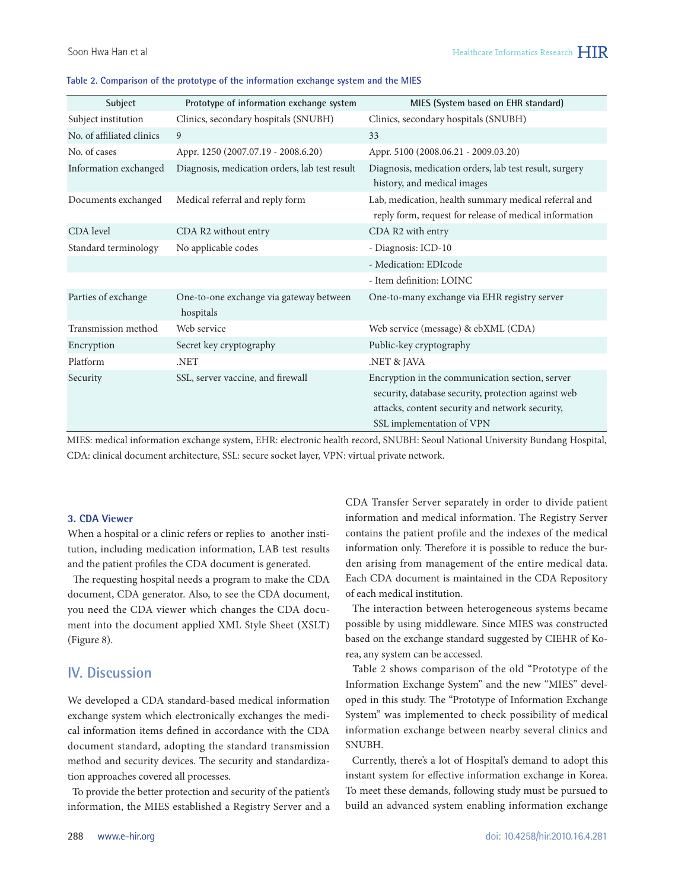**Table 2. Comparison of the prototype of the information exchange system and the MIES**

| Subject | Prototype of information exchange system | MIES (System based on EHR standard) |
|---|---|---|
| Subject institution | Clinics, secondary hospitals (SNUBH) | Clinics, secondary hospitals (SNUBH) |
| No. of affiliated clinics | 9 | 33 |
| No. of cases | Appr. 1250 (2007.07.19 - 2008.6.20) | Appr. 5100 (2008.06.21 - 2009.03.20) |
| Information exchanged | Diagnosis, medication orders, lab test result | Diagnosis, medication orders, lab test result, surgery history, and medical images |
| Documents exchanged | Medical referral and reply form | Lab, medication, health summary medical referral and reply form, request for release of medical information |
| CDA level | CDA R2 without entry | CDA R2 with entry |
| Standard terminology | No applicable codes | - Diagnosis: ICD-10 |
| | | - Medication: EDIcode |
| | | - Item definition: LOINC |
| Parties of exchange | One-to-one exchange via gateway between hospitals | One-to-many exchange via EHR registry server |
| Transmission method | Web service | Web service (message) & ebXML (CDA) |
| Encryption | Secret key cryptography | Public-key cryptography |
| Platform | .NET | .NET & JAVA |
| Security | SSL, server vaccine, and firewall | Encryption in the communication section, server security, database security, protection against web attacks, content security and network security, SSL implementation of VPN |

MIES: medical information exchange system, EHR: electronic health record, SNUBH: Seoul National University Bundang Hospital, CDA: clinical document architecture, SSL: secure socket layer, VPN: virtual private network.

### 3. CDA Viewer

When a hospital or a clinic refers or replies to another institution, including medication information, LAB test results and the patient profiles the CDA document is generated.

The requesting hospital needs a program to make the CDA document, CDA generator. Also, to see the CDA document, you need the CDA viewer which changes the CDA document into the document applied XML Style Sheet (XSLT) (Figure 8).

## IV. Discussion

We developed a CDA standard-based medical information exchange system which electronically exchanges the medical information items defined in accordance with the CDA document standard, adopting the standard transmission method and security devices. The security and standardization approaches covered all processes.

To provide the better protection and security of the patient's information, the MIES established a Registry Server and a CDA Transfer Server separately in order to divide patient information and medical information. The Registry Server contains the patient profile and the indexes of the medical information only. Therefore it is possible to reduce the burden arising from management of the entire medical data. Each CDA document is maintained in the CDA Repository of each medical institution.

The interaction between heterogeneous systems became possible by using middleware. Since MIES was constructed based on the exchange standard suggested by CIEHR of Korea, any system can be accessed.

Table 2 shows comparison of the old "Prototype of the Information Exchange System" and the new "MIES" developed in this study. The "Prototype of Information Exchange System" was implemented to check possibility of medical information exchange between nearby several clinics and SNUBH.

Currently, there's a lot of Hospital's demand to adopt this instant system for effective information exchange in Korea. To meet these demands, following study must be pursued to build an advanced system enabling information exchange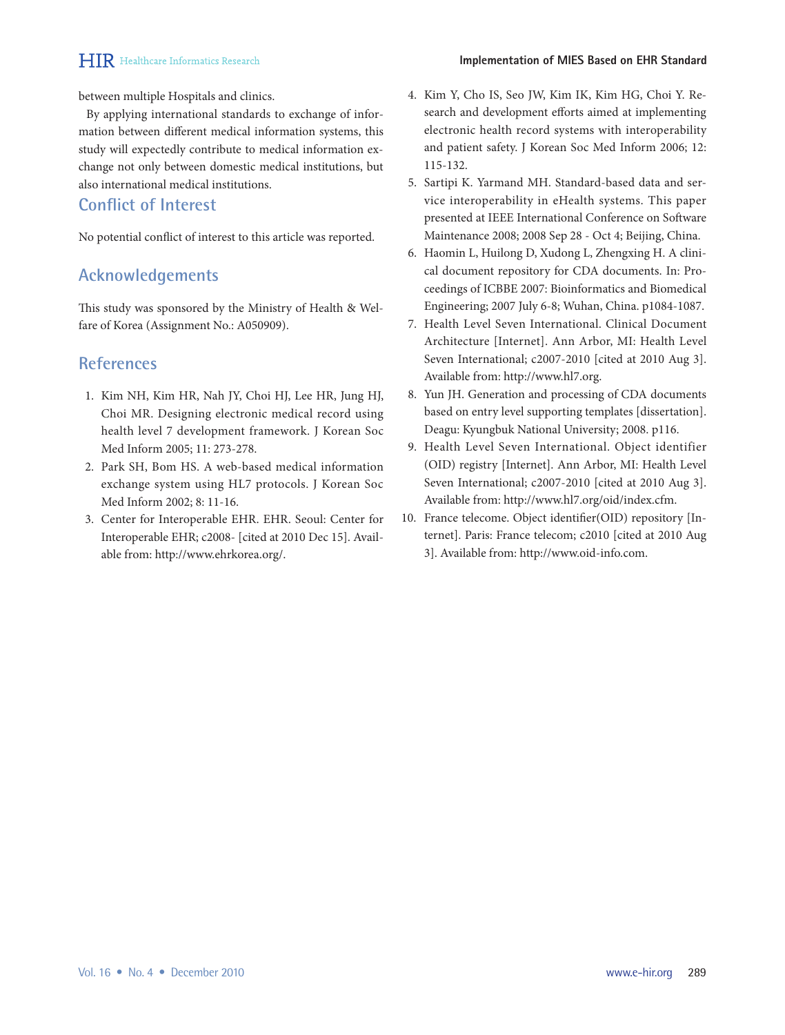between multiple Hospitals and clinics.

By applying international standards to exchange of information between different medical information systems, this study will expectedly contribute to medical information exchange not only between domestic medical institutions, but also international medical institutions.

## Conflict of Interest

No potential conflict of interest to this article was reported.

## Acknowledgements

This study was sponsored by the Ministry of Health & Welfare of Korea (Assignment No.: A050909).

## References

1. Kim NH, Kim HR, Nah JY, Choi HJ, Lee HR, Jung HJ, Choi MR. Designing electronic medical record using health level 7 development framework. J Korean Soc Med Inform 2005; 11: 273-278.
2. Park SH, Bom HS. A web-based medical information exchange system using HL7 protocols. J Korean Soc Med Inform 2002; 8: 11-16.
3. Center for Interoperable EHR. EHR. Seoul: Center for Interoperable EHR; c2008- [cited at 2010 Dec 15]. Available from: http://www.ehrkorea.org/.
4. Kim Y, Cho IS, Seo JW, Kim IK, Kim HG, Choi Y. Research and development efforts aimed at implementing electronic health record systems with interoperability and patient safety. J Korean Soc Med Inform 2006; 12: 115-132.
5. Sartipi K. Yarmand MH. Standard-based data and service interoperability in eHealth systems. This paper presented at IEEE International Conference on Software Maintenance 2008; 2008 Sep 28 - Oct 4; Beijing, China.
6. Haomin L, Huilong D, Xudong L, Zhengxing H. A clinical document repository for CDA documents. In: Proceedings of ICBBE 2007: Bioinformatics and Biomedical Engineering; 2007 July 6-8; Wuhan, China. p1084-1087.
7. Health Level Seven International. Clinical Document Architecture [Internet]. Ann Arbor, MI: Health Level Seven International; c2007-2010 [cited at 2010 Aug 3]. Available from: http://www.hl7.org.
8. Yun JH. Generation and processing of CDA documents based on entry level supporting templates [dissertation]. Deagu: Kyungbuk National University; 2008. p116.
9. Health Level Seven International. Object identifier (OID) registry [Internet]. Ann Arbor, MI: Health Level Seven International; c2007-2010 [cited at 2010 Aug 3]. Available from: http://www.hl7.org/oid/index.cfm.
10. France telecome. Object identifier(OID) repository [Internet]. Paris: France telecom; c2010 [cited at 2010 Aug 3]. Available from: http://www.oid-info.com.